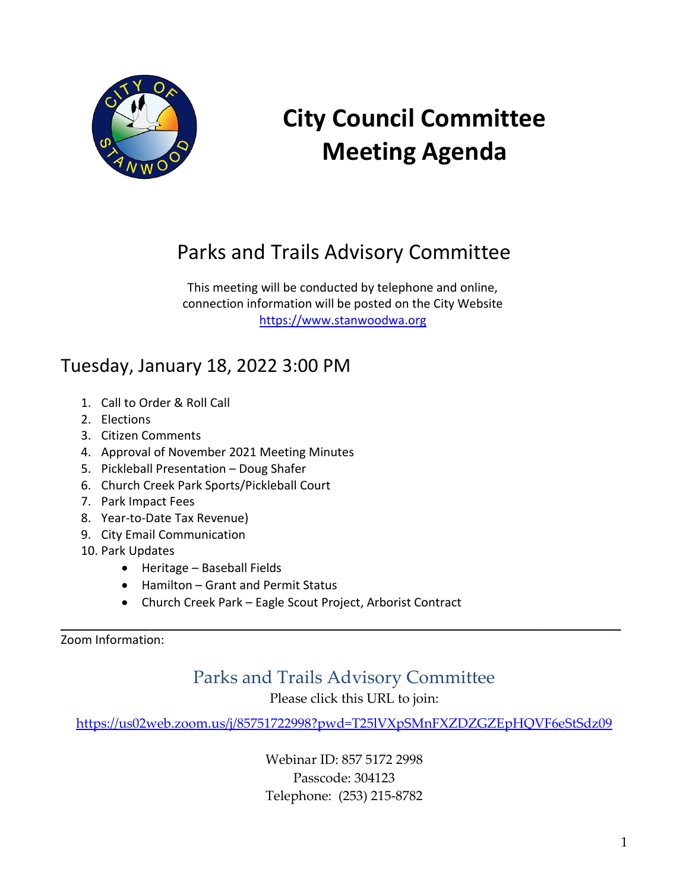# City Council Committee Meeting Agenda

## Parks and Trails Advisory Committee

This meeting will be conducted by telephone and online, connection information will be posted on the City Website
https://www.stanwoodwa.org

### Tuesday, January 18, 2022 3:00 PM

1. Call to Order & Roll Call
2. Elections
3. Citizen Comments
4. Approval of November 2021 Meeting Minutes
5. Pickleball Presentation – Doug Shafer
6. Church Creek Park Sports/Pickleball Court
7. Park Impact Fees
8. Year-to-Date Tax Revenue)
9. City Email Communication
10. Park Updates
    - Heritage – Baseball Fields
    - Hamilton – Grant and Permit Status
    - Church Creek Park – Eagle Scout Project, Arborist Contract

---

Zoom Information:

## Parks and Trails Advisory Committee

Please click this URL to join:

https://us02web.zoom.us/j/85751722998?pwd=T25lVXpSMnFXZDZGZEpHQVF6eStSdz09

Webinar ID: 857 5172 2998
Passcode: 304123
Telephone: (253) 215-8782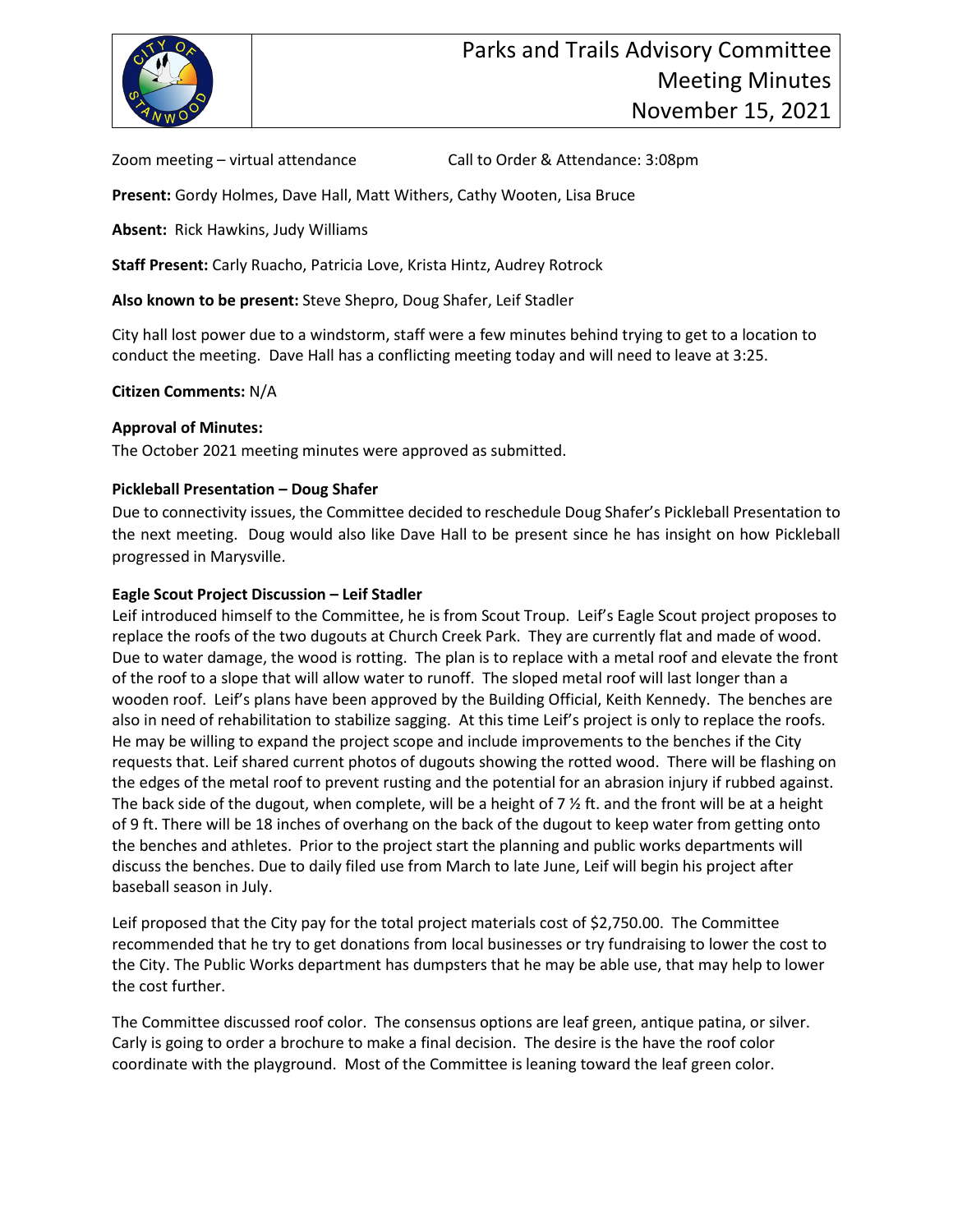# Parks and Trails Advisory Committee Meeting Minutes November 15, 2021

Zoom meeting – virtual attendance    Call to Order & Attendance: 3:08pm

**Present:** Gordy Holmes, Dave Hall, Matt Withers, Cathy Wooten, Lisa Bruce

**Absent:** Rick Hawkins, Judy Williams

**Staff Present:** Carly Ruacho, Patricia Love, Krista Hintz, Audrey Rotrock

**Also known to be present:** Steve Shepro, Doug Shafer, Leif Stadler

City hall lost power due to a windstorm, staff were a few minutes behind trying to get to a location to conduct the meeting. Dave Hall has a conflicting meeting today and will need to leave at 3:25.

**Citizen Comments:** N/A

**Approval of Minutes:**
The October 2021 meeting minutes were approved as submitted.

**Pickleball Presentation – Doug Shafer**
Due to connectivity issues, the Committee decided to reschedule Doug Shafer's Pickleball Presentation to the next meeting. Doug would also like Dave Hall to be present since he has insight on how Pickleball progressed in Marysville.

**Eagle Scout Project Discussion – Leif Stadler**
Leif introduced himself to the Committee, he is from Scout Troup. Leif's Eagle Scout project proposes to replace the roofs of the two dugouts at Church Creek Park. They are currently flat and made of wood. Due to water damage, the wood is rotting. The plan is to replace with a metal roof and elevate the front of the roof to a slope that will allow water to runoff. The sloped metal roof will last longer than a wooden roof. Leif's plans have been approved by the Building Official, Keith Kennedy. The benches are also in need of rehabilitation to stabilize sagging. At this time Leif's project is only to replace the roofs. He may be willing to expand the project scope and include improvements to the benches if the City requests that. Leif shared current photos of dugouts showing the rotted wood. There will be flashing on the edges of the metal roof to prevent rusting and the potential for an abrasion injury if rubbed against. The back side of the dugout, when complete, will be a height of 7 ½ ft. and the front will be at a height of 9 ft. There will be 18 inches of overhang on the back of the dugout to keep water from getting onto the benches and athletes. Prior to the project start the planning and public works departments will discuss the benches. Due to daily filed use from March to late June, Leif will begin his project after baseball season in July.

Leif proposed that the City pay for the total project materials cost of $2,750.00. The Committee recommended that he try to get donations from local businesses or try fundraising to lower the cost to the City. The Public Works department has dumpsters that he may be able use, that may help to lower the cost further.

The Committee discussed roof color. The consensus options are leaf green, antique patina, or silver. Carly is going to order a brochure to make a final decision. The desire is the have the roof color coordinate with the playground. Most of the Committee is leaning toward the leaf green color.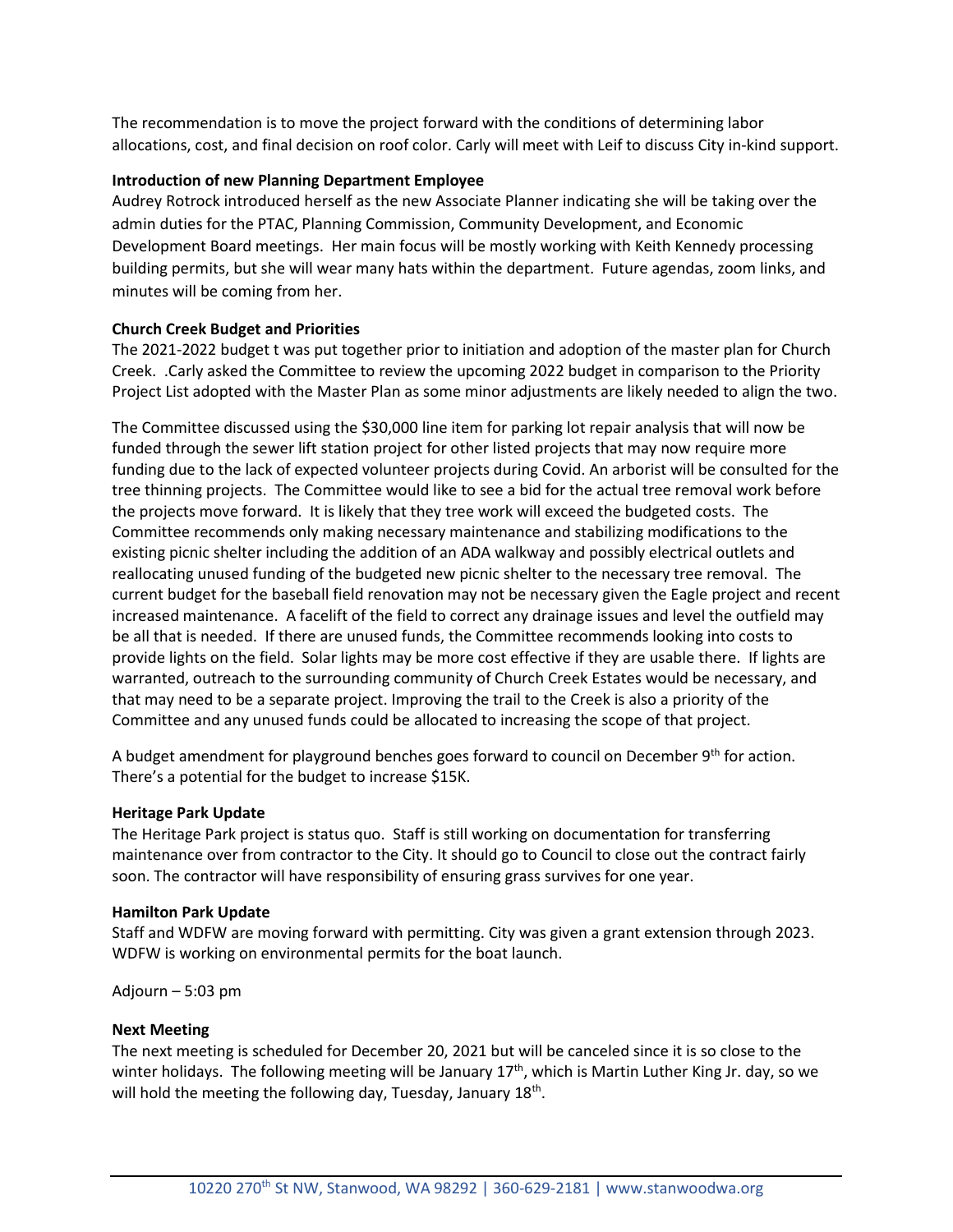The recommendation is to move the project forward with the conditions of determining labor allocations, cost, and final decision on roof color. Carly will meet with Leif to discuss City in-kind support.

**Introduction of new Planning Department Employee**

Audrey Rotrock introduced herself as the new Associate Planner indicating she will be taking over the admin duties for the PTAC, Planning Commission, Community Development, and Economic Development Board meetings. Her main focus will be mostly working with Keith Kennedy processing building permits, but she will wear many hats within the department. Future agendas, zoom links, and minutes will be coming from her.

**Church Creek Budget and Priorities**

The 2021-2022 budget t was put together prior to initiation and adoption of the master plan for Church Creek. .Carly asked the Committee to review the upcoming 2022 budget in comparison to the Priority Project List adopted with the Master Plan as some minor adjustments are likely needed to align the two.

The Committee discussed using the $30,000 line item for parking lot repair analysis that will now be funded through the sewer lift station project for other listed projects that may now require more funding due to the lack of expected volunteer projects during Covid. An arborist will be consulted for the tree thinning projects. The Committee would like to see a bid for the actual tree removal work before the projects move forward. It is likely that they tree work will exceed the budgeted costs. The Committee recommends only making necessary maintenance and stabilizing modifications to the existing picnic shelter including the addition of an ADA walkway and possibly electrical outlets and reallocating unused funding of the budgeted new picnic shelter to the necessary tree removal. The current budget for the baseball field renovation may not be necessary given the Eagle project and recent increased maintenance. A facelift of the field to correct any drainage issues and level the outfield may be all that is needed. If there are unused funds, the Committee recommends looking into costs to provide lights on the field. Solar lights may be more cost effective if they are usable there. If lights are warranted, outreach to the surrounding community of Church Creek Estates would be necessary, and that may need to be a separate project. Improving the trail to the Creek is also a priority of the Committee and any unused funds could be allocated to increasing the scope of that project.

A budget amendment for playground benches goes forward to council on December 9th for action. There's a potential for the budget to increase $15K.

**Heritage Park Update**

The Heritage Park project is status quo. Staff is still working on documentation for transferring maintenance over from contractor to the City. It should go to Council to close out the contract fairly soon. The contractor will have responsibility of ensuring grass survives for one year.

**Hamilton Park Update**

Staff and WDFW are moving forward with permitting. City was given a grant extension through 2023. WDFW is working on environmental permits for the boat launch.

Adjourn – 5:03 pm

**Next Meeting**

The next meeting is scheduled for December 20, 2021 but will be canceled since it is so close to the winter holidays. The following meeting will be January 17th, which is Martin Luther King Jr. day, so we will hold the meeting the following day, Tuesday, January 18th.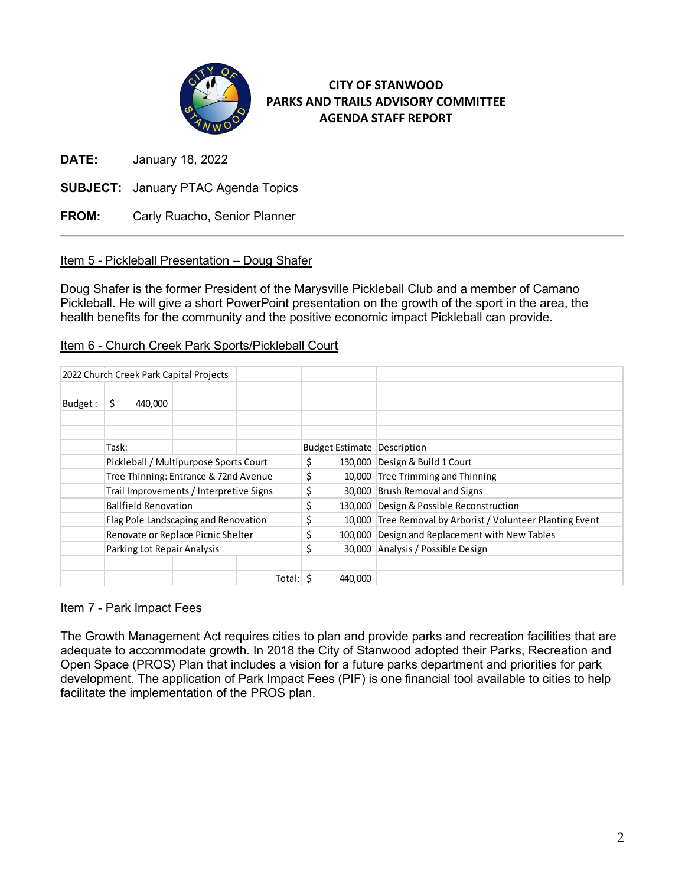# CITY OF STANWOOD
## PARKS AND TRAILS ADVISORY COMMITTEE
## AGENDA STAFF REPORT

**DATE:** January 18, 2022

**SUBJECT:** January PTAC Agenda Topics

**FROM:** Carly Ruacho, Senior Planner

---

### Item 5 - Pickleball Presentation – Doug Shafer

Doug Shafer is the former President of the Marysville Pickleball Club and a member of Camano Pickleball. He will give a short PowerPoint presentation on the growth of the sport in the area, the health benefits for the community and the positive economic impact Pickleball can provide.

### Item 6 - Church Creek Park Sports/Pickleball Court

**2022 Church Creek Park Capital Projects**

**Budget:** $ 440,000

| Task: | Budget Estimate | Description |
|---|---|---|
| Pickleball / Multipurpose Sports Court | $ 130,000 | Design & Build 1 Court |
| Tree Thinning: Entrance & 72nd Avenue | $ 10,000 | Tree Trimming and Thinning |
| Trail Improvements / Interpretive Signs | $ 30,000 | Brush Removal and Signs |
| Ballfield Renovation | $ 130,000 | Design & Possible Reconstruction |
| Flag Pole Landscaping and Renovation | $ 10,000 | Tree Removal by Arborist / Volunteer Planting Event |
| Renovate or Replace Picnic Shelter | $ 100,000 | Design and Replacement with New Tables |
| Parking Lot Repair Analysis | $ 30,000 | Analysis / Possible Design |
| Total: | $ 440,000 | |

### Item 7 - Park Impact Fees

The Growth Management Act requires cities to plan and provide parks and recreation facilities that are adequate to accommodate growth. In 2018 the City of Stanwood adopted their Parks, Recreation and Open Space (PROS) Plan that includes a vision for a future parks department and priorities for park development. The application of Park Impact Fees (PIF) is one financial tool available to cities to help facilitate the implementation of the PROS plan.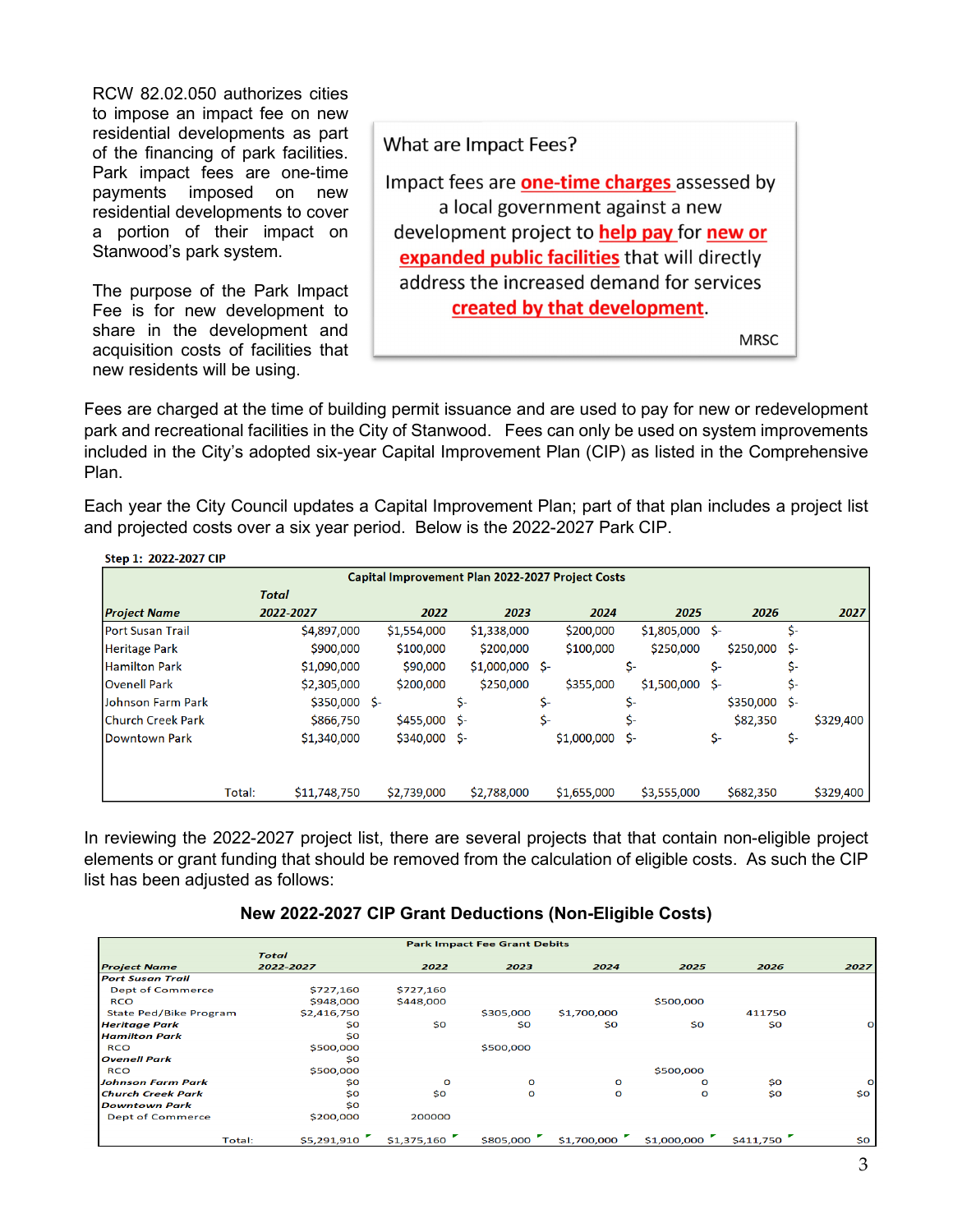RCW 82.02.050 authorizes cities to impose an impact fee on new residential developments as part of the financing of park facilities. Park impact fees are one-time payments imposed on new residential developments to cover a portion of their impact on Stanwood's park system.

The purpose of the Park Impact Fee is for new development to share in the development and acquisition costs of facilities that new residents will be using.

> What are Impact Fees?
>
> Impact fees are **one-time charges** assessed by a local government against a new development project to **help pay** for **new or expanded public facilities** that will directly address the increased demand for services **created by that development**.
>
> MRSC

Fees are charged at the time of building permit issuance and are used to pay for new or redevelopment park and recreational facilities in the City of Stanwood. Fees can only be used on system improvements included in the City's adopted six-year Capital Improvement Plan (CIP) as listed in the Comprehensive Plan.

Each year the City Council updates a Capital Improvement Plan; part of that plan includes a project list and projected costs over a six year period. Below is the 2022-2027 Park CIP.

**Step 1: 2022-2027 CIP**

| Capital Improvement Plan 2022-2027 Project Costs | | | | | | | |
|---|---|---|---|---|---|---|---|
| *Project Name* | *Total 2022-2027* | *2022* | *2023* | *2024* | *2025* | *2026* | *2027* |
| Port Susan Trail | $4,897,000 | $1,554,000 | $1,338,000 | $200,000 | $1,805,000 | $- | $- |
| Heritage Park | $900,000 | $100,000 | $200,000 | $100,000 | $250,000 | $250,000 | $- |
| Hamilton Park | $1,090,000 | $90,000 | $1,000,000 | $- | $- | $- | $- |
| Ovenell Park | $2,305,000 | $200,000 | $250,000 | $355,000 | $1,500,000 | $- | $- |
| Johnson Farm Park | $350,000 | $- | $- | $- | $- | $350,000 | $- |
| Church Creek Park | $866,750 | $455,000 | $- | $- | $- | $82,350 | $329,400 |
| Downtown Park | $1,340,000 | $340,000 | $- | $1,000,000 | $- | $- | $- |
| Total: | $11,748,750 | $2,739,000 | $2,788,000 | $1,655,000 | $3,555,000 | $682,350 | $329,400 |

In reviewing the 2022-2027 project list, there are several projects that that contain non-eligible project elements or grant funding that should be removed from the calculation of eligible costs. As such the CIP list has been adjusted as follows:

**New 2022-2027 CIP Grant Deductions (Non-Eligible Costs)**

| Park Impact Fee Grant Debits | | | | | | | |
|---|---|---|---|---|---|---|---|
| *Project Name* | *Total 2022-2027* | *2022* | *2023* | *2024* | *2025* | *2026* | *2027* |
| ***Port Susan Trail*** | | | | | | | |
| Dept of Commerce | $727,160 | $727,160 | | | | | |
| RCO | $948,000 | $448,000 | | | $500,000 | | |
| State Ped/Bike Program | $2,416,750 | | $305,000 | $1,700,000 | | 411750 | |
| ***Heritage Park*** | $0 | $0 | $0 | $0 | $0 | $0 | 0 |
| ***Hamilton Park*** | $0 | | | | | | |
| RCO | $500,000 | | $500,000 | | | | |
| ***Ovenell Park*** | $0 | | | | | | |
| RCO | $500,000 | | | | $500,000 | | |
| ***Johnson Farm Park*** | $0 | 0 | 0 | 0 | 0 | $0 | 0 |
| ***Church Creek Park*** | $0 | $0 | 0 | 0 | 0 | $0 | $0 |
| ***Downtown Park*** | $0 | | | | | | |
| Dept of Commerce | $200,000 | 200000 | | | | | |
| Total: | $5,291,910 | $1,375,160 | $805,000 | $1,700,000 | $1,000,000 | $411,750 | $0 |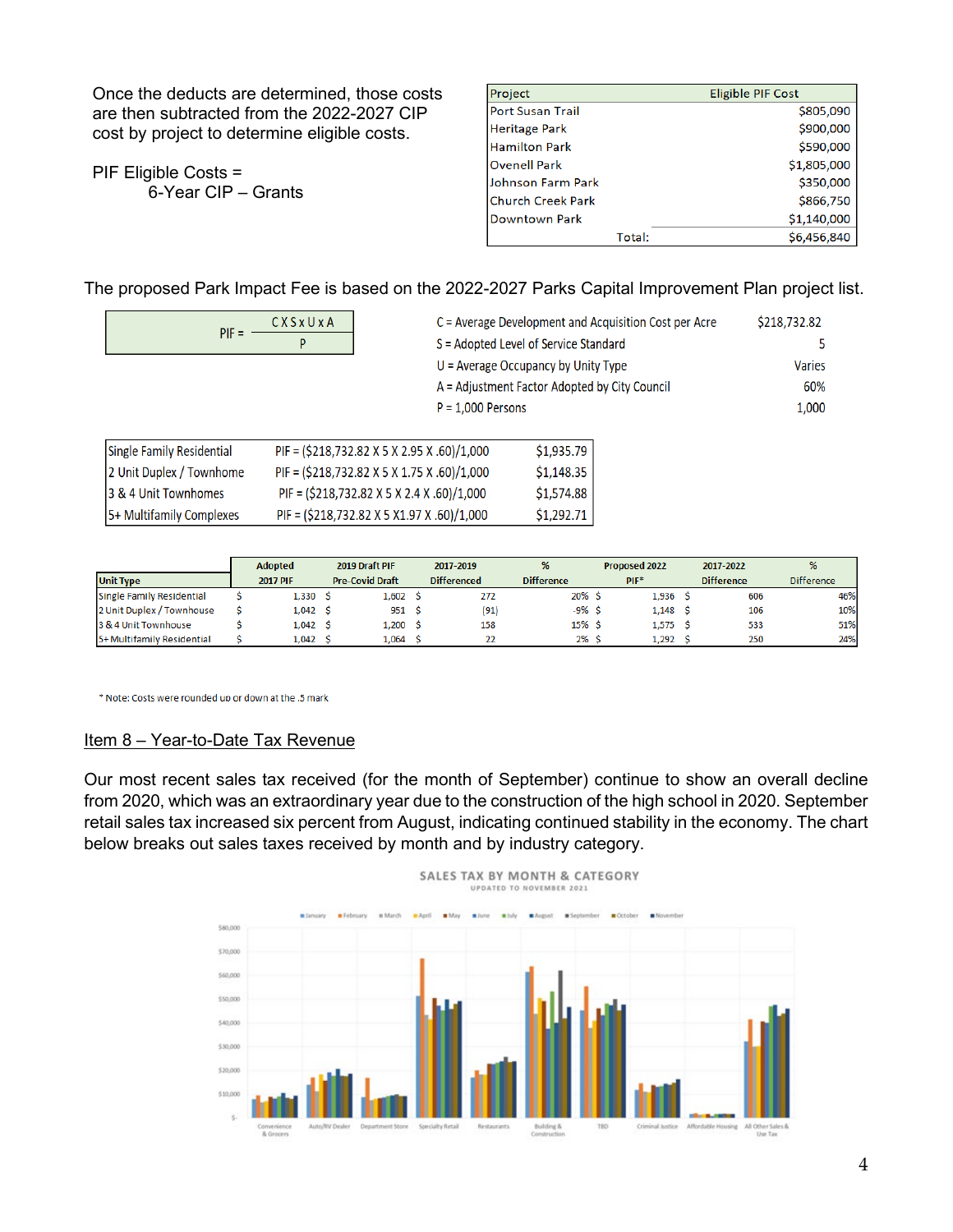Once the deducts are determined, those costs are then subtracted from the 2022-2027 CIP cost by project to determine eligible costs.

PIF Eligible Costs =
6-Year CIP – Grants

| Project | Eligible PIF Cost |
|---|---|
| Port Susan Trail | $805,090 |
| Heritage Park | $900,000 |
| Hamilton Park | $590,000 |
| Ovenell Park | $1,805,000 |
| Johnson Farm Park | $350,000 |
| Church Creek Park | $866,750 |
| Downtown Park | $1,140,000 |
| Total: | $6,456,840 |

The proposed Park Impact Fee is based on the 2022-2027 Parks Capital Improvement Plan project list.

$$PIF = \frac{C \times S \times U \times A}{P}$$

| | |
|---|---|
| C = Average Development and Acquisition Cost per Acre | $218,732.82 |
| S = Adopted Level of Service Standard | 5 |
| U = Average Occupancy by Unity Type | Varies |
| A = Adjustment Factor Adopted by City Council | 60% |
| P = 1,000 Persons | 1,000 |

| | | |
|---|---|---|
| Single Family Residential | PIF = ($218,732.82 X 5 X 2.95 X .60)/1,000 | $1,935.79 |
| 2 Unit Duplex / Townhome | PIF = ($218,732.82 X 5 X 1.75 X .60)/1,000 | $1,148.35 |
| 3 & 4 Unit Townhomes | PIF = ($218,732.82 X 5 X 2.4 X .60)/1,000 | $1,574.88 |
| 5+ Multifamily Complexes | PIF = ($218,732.82 X 5 X1.97 X .60)/1,000 | $1,292.71 |

| Unit Type | Adopted 2017 PIF | 2019 Draft PIF Pre-Covid Draft | 2017-2019 Differenced | % Difference | Proposed 2022 PIF* | 2017-2022 Difference | % Difference |
|---|---|---|---|---|---|---|---|
| Single Family Residential | $ 1,330 | $ 1,602 | $ 272 | 20% | $ 1,936 | $ 606 | 46% |
| 2 Unit Duplex / Townhouse | $ 1,042 | $ 951 | $ (91) | -9% | $ 1,148 | $ 106 | 10% |
| 3 & 4 Unit Townhouse | $ 1,042 | $ 1,200 | $ 158 | 15% | $ 1,575 | $ 533 | 51% |
| 5+ Multifamily Residential | $ 1,042 | $ 1,064 | $ 22 | 2% | $ 1,292 | $ 250 | 24% |

\* Note: Costs were rounded up or down at the .5 mark

## Item 8 – Year-to-Date Tax Revenue

Our most recent sales tax received (for the month of September) continue to show an overall decline from 2020, which was an extraordinary year due to the construction of the high school in 2020. September retail sales tax increased six percent from August, indicating continued stability in the economy. The chart below breaks out sales taxes received by month and by industry category.

SALES TAX BY MONTH & CATEGORY
UPDATED TO NOVEMBER 2021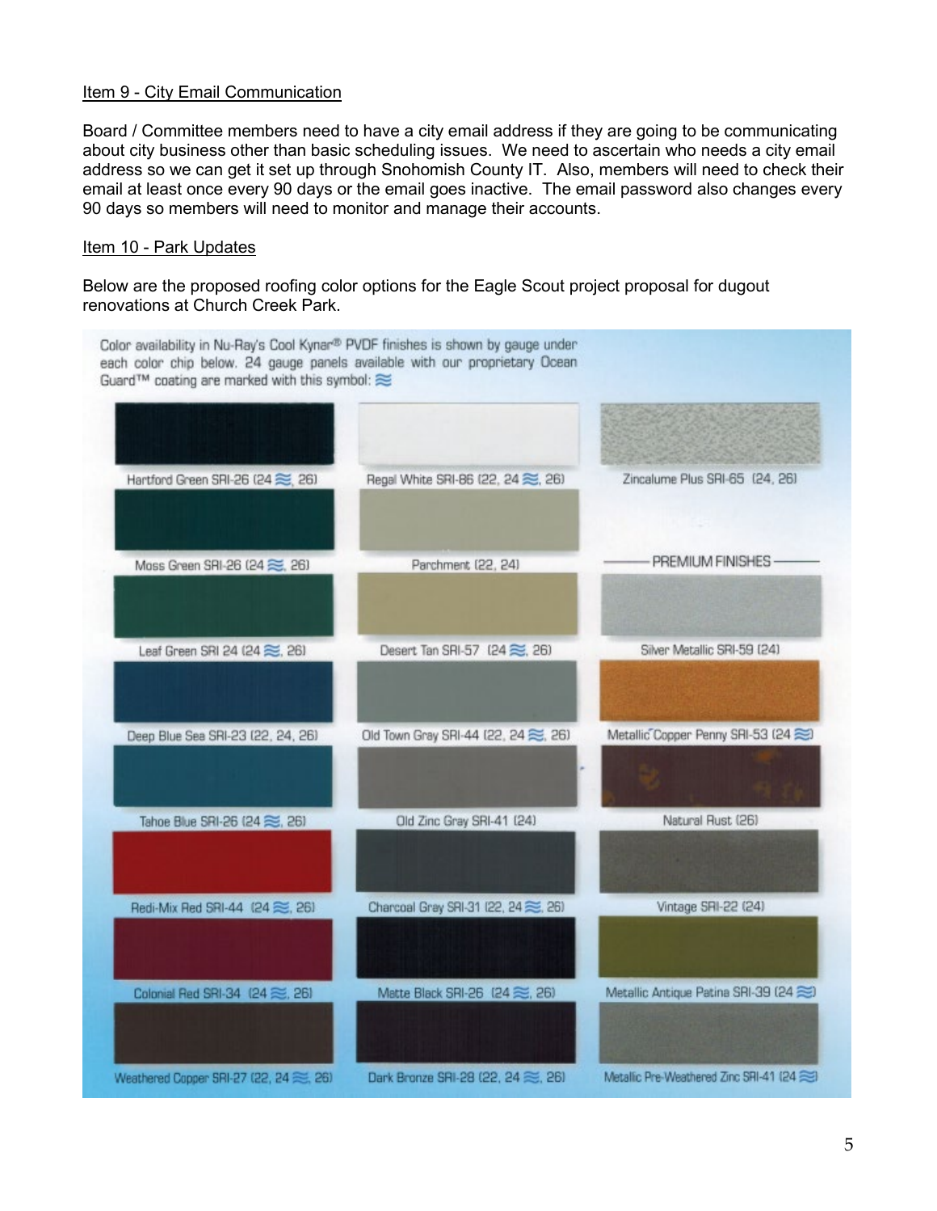Item 9 - City Email Communication

Board / Committee members need to have a city email address if they are going to be communicating about city business other than basic scheduling issues. We need to ascertain who needs a city email address so we can get it set up through Snohomish County IT. Also, members will need to check their email at least once every 90 days or the email goes inactive. The email password also changes every 90 days so members will need to monitor and manage their accounts.

Item 10 - Park Updates

Below are the proposed roofing color options for the Eagle Scout project proposal for dugout renovations at Church Creek Park.

Color availability in Nu-Ray's Cool Kynar® PVDF finishes is shown by gauge under each color chip below. 24 gauge panels available with our proprietary Ocean Guard™ coating are marked with this symbol: ≋

Hartford Green SRI-26 (24 ≋, 26)

Regal White SRI-86 (22, 24 ≋, 26)

Zincalume Plus SRI-65 (24, 26)

Moss Green SRI-26 (24 ≋, 26)

Parchment (22, 24)

PREMIUM FINISHES

Leaf Green SRI 24 (24 ≋, 26)

Desert Tan SRI-57 (24 ≋, 26)

Silver Metallic SRI-59 (24)

Deep Blue Sea SRI-23 (22, 24, 26)

Old Town Gray SRI-44 (22, 24 ≋, 26)

Metallic Copper Penny SRI-53 (24 ≋)

Tahoe Blue SRI-26 (24 ≋, 26)

Old Zinc Gray SRI-41 (24)

Natural Rust (26)

Redi-Mix Red SRI-44 (24 ≋, 26)

Charcoal Gray SRI-31 (22, 24 ≋, 26)

Vintage SRI-22 (24)

Colonial Red SRI-34 (24 ≋, 26)

Matte Black SRI-26 (24 ≋, 26)

Metallic Antique Patina SRI-39 (24 ≋)

Weathered Copper SRI-27 (22, 24 ≋, 26)

Dark Bronze SRI-28 (22, 24 ≋, 26)

Metallic Pre-Weathered Zinc SRI-41 (24 ≋)